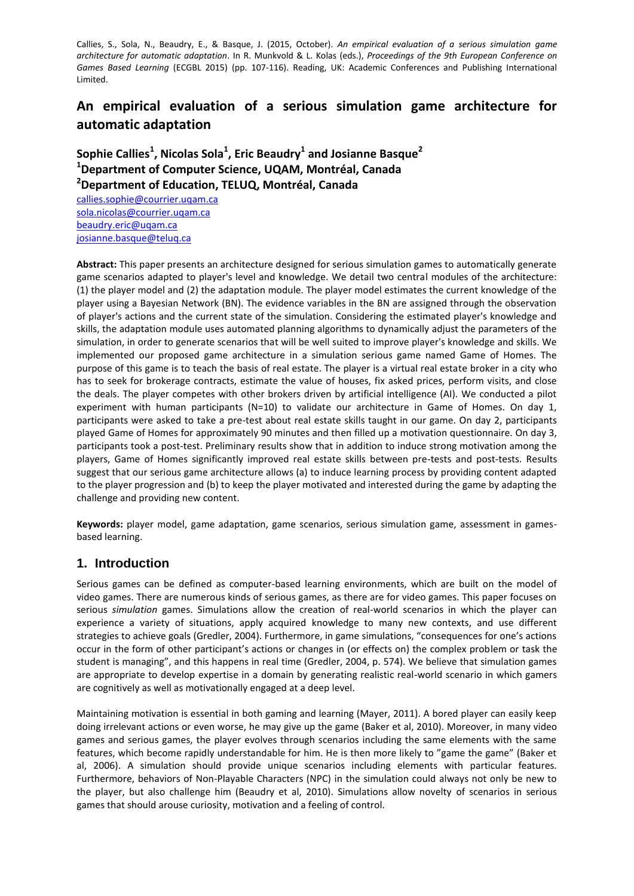Callies, S., Sola, N., Beaudry, E., & Basque, J. (2015, October). *An empirical evaluation of a serious simulation game architecture for automatic adaptation*. In R. Munkvold & L. Kolas (eds.), *Proceedings of the 9th European Conference on Games Based Learning* (ECGBL 2015) (pp. 107-116). Reading, UK: Academic Conferences and Publishing International Limited.

# An empirical evaluation of a serious simulation game architecture for automatic adaptation

**Sophie Callies[1], Nicolas Sola[1], Eric Beaudry[1] and Josianne Basque[2]**
**[1]Department of Computer Science, UQAM, Montréal, Canada**
**[2]Department of Education, TELUQ, Montréal, Canada**
callies.sophie@courrier.uqam.ca
sola.nicolas@courrier.uqam.ca
beaudry.eric@uqam.ca
josianne.basque@teluq.ca

**Abstract:** This paper presents an architecture designed for serious simulation games to automatically generate game scenarios adapted to player's level and knowledge. We detail two central modules of the architecture: (1) the player model and (2) the adaptation module. The player model estimates the current knowledge of the player using a Bayesian Network (BN). The evidence variables in the BN are assigned through the observation of player's actions and the current state of the simulation. Considering the estimated player's knowledge and skills, the adaptation module uses automated planning algorithms to dynamically adjust the parameters of the simulation, in order to generate scenarios that will be well suited to improve player's knowledge and skills. We implemented our proposed game architecture in a simulation serious game named Game of Homes. The purpose of this game is to teach the basis of real estate. The player is a virtual real estate broker in a city who has to seek for brokerage contracts, estimate the value of houses, fix asked prices, perform visits, and close the deals. The player competes with other brokers driven by artificial intelligence (AI). We conducted a pilot experiment with human participants (N=10) to validate our architecture in Game of Homes. On day 1, participants were asked to take a pre-test about real estate skills taught in our game. On day 2, participants played Game of Homes for approximately 90 minutes and then filled up a motivation questionnaire. On day 3, participants took a post-test. Preliminary results show that in addition to induce strong motivation among the players, Game of Homes significantly improved real estate skills between pre-tests and post-tests. Results suggest that our serious game architecture allows (a) to induce learning process by providing content adapted to the player progression and (b) to keep the player motivated and interested during the game by adapting the challenge and providing new content.

**Keywords:** player model, game adaptation, game scenarios, serious simulation game, assessment in games-based learning.

## 1. Introduction

Serious games can be defined as computer-based learning environments, which are built on the model of video games. There are numerous kinds of serious games, as there are for video games. This paper focuses on serious *simulation* games. Simulations allow the creation of real-world scenarios in which the player can experience a variety of situations, apply acquired knowledge to many new contexts, and use different strategies to achieve goals (Gredler, 2004). Furthermore, in game simulations, "consequences for one's actions occur in the form of other participant's actions or changes in (or effects on) the complex problem or task the student is managing", and this happens in real time (Gredler, 2004, p. 574). We believe that simulation games are appropriate to develop expertise in a domain by generating realistic real-world scenario in which gamers are cognitively as well as motivationally engaged at a deep level.

Maintaining motivation is essential in both gaming and learning (Mayer, 2011). A bored player can easily keep doing irrelevant actions or even worse, he may give up the game (Baker et al, 2010). Moreover, in many video games and serious games, the player evolves through scenarios including the same elements with the same features, which become rapidly understandable for him. He is then more likely to "game the game" (Baker et al, 2006). A simulation should provide unique scenarios including elements with particular features. Furthermore, behaviors of Non-Playable Characters (NPC) in the simulation could always not only be new to the player, but also challenge him (Beaudry et al, 2010). Simulations allow novelty of scenarios in serious games that should arouse curiosity, motivation and a feeling of control.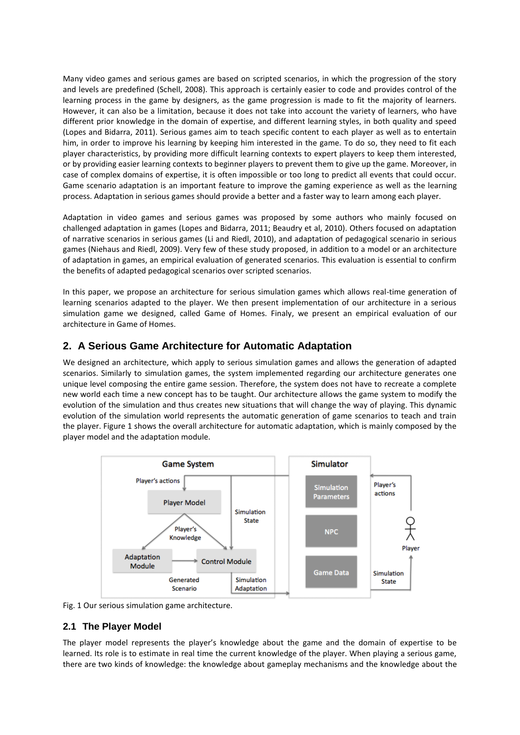Many video games and serious games are based on scripted scenarios, in which the progression of the story and levels are predefined (Schell, 2008). This approach is certainly easier to code and provides control of the learning process in the game by designers, as the game progression is made to fit the majority of learners. However, it can also be a limitation, because it does not take into account the variety of learners, who have different prior knowledge in the domain of expertise, and different learning styles, in both quality and speed (Lopes and Bidarra, 2011). Serious games aim to teach specific content to each player as well as to entertain him, in order to improve his learning by keeping him interested in the game. To do so, they need to fit each player characteristics, by providing more difficult learning contexts to expert players to keep them interested, or by providing easier learning contexts to beginner players to prevent them to give up the game. Moreover, in case of complex domains of expertise, it is often impossible or too long to predict all events that could occur. Game scenario adaptation is an important feature to improve the gaming experience as well as the learning process. Adaptation in serious games should provide a better and a faster way to learn among each player.

Adaptation in video games and serious games was proposed by some authors who mainly focused on challenged adaptation in games (Lopes and Bidarra, 2011; Beaudry et al, 2010). Others focused on adaptation of narrative scenarios in serious games (Li and Riedl, 2010), and adaptation of pedagogical scenario in serious games (Niehaus and Riedl, 2009). Very few of these study proposed, in addition to a model or an architecture of adaptation in games, an empirical evaluation of generated scenarios. This evaluation is essential to confirm the benefits of adapted pedagogical scenarios over scripted scenarios.

In this paper, we propose an architecture for serious simulation games which allows real-time generation of learning scenarios adapted to the player. We then present implementation of our architecture in a serious simulation game we designed, called Game of Homes. Finaly, we present an empirical evaluation of our architecture in Game of Homes.

## 2. A Serious Game Architecture for Automatic Adaptation

We designed an architecture, which apply to serious simulation games and allows the generation of adapted scenarios. Similarly to simulation games, the system implemented regarding our architecture generates one unique level composing the entire game session. Therefore, the system does not have to recreate a complete new world each time a new concept has to be taught. Our architecture allows the game system to modify the evolution of the simulation and thus creates new situations that will change the way of playing. This dynamic evolution of the simulation world represents the automatic generation of game scenarios to teach and train the player. Figure 1 shows the overall architecture for automatic adaptation, which is mainly composed by the player model and the adaptation module.

Fig. 1 Our serious simulation game architecture.

### 2.1 The Player Model

The player model represents the player's knowledge about the game and the domain of expertise to be learned. Its role is to estimate in real time the current knowledge of the player. When playing a serious game, there are two kinds of knowledge: the knowledge about gameplay mechanisms and the knowledge about the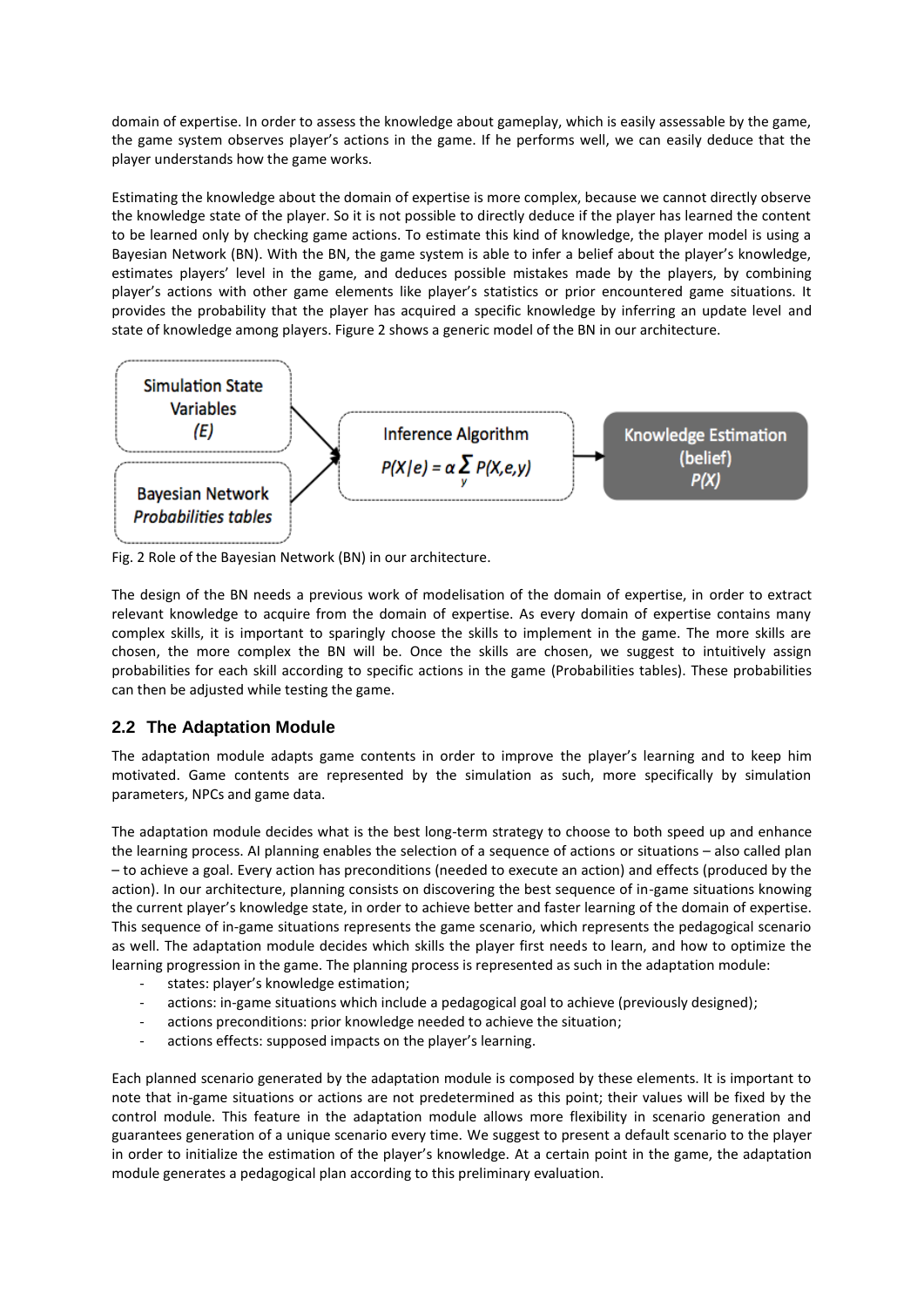domain of expertise. In order to assess the knowledge about gameplay, which is easily assessable by the game, the game system observes player's actions in the game. If he performs well, we can easily deduce that the player understands how the game works.

Estimating the knowledge about the domain of expertise is more complex, because we cannot directly observe the knowledge state of the player. So it is not possible to directly deduce if the player has learned the content to be learned only by checking game actions. To estimate this kind of knowledge, the player model is using a Bayesian Network (BN). With the BN, the game system is able to infer a belief about the player's knowledge, estimates players' level in the game, and deduces possible mistakes made by the players, by combining player's actions with other game elements like player's statistics or prior encountered game situations. It provides the probability that the player has acquired a specific knowledge by inferring an update level and state of knowledge among players. Figure 2 shows a generic model of the BN in our architecture.

Simulation State Variables *(E)*

Bayesian Network *Probabilities tables*

Inference Algorithm $P(X|e) = \alpha \sum_{y} P(X,e,y)$

Knowledge Estimation (belief) $P(X)$

Fig. 2 Role of the Bayesian Network (BN) in our architecture.

The design of the BN needs a previous work of modelisation of the domain of expertise, in order to extract relevant knowledge to acquire from the domain of expertise. As every domain of expertise contains many complex skills, it is important to sparingly choose the skills to implement in the game. The more skills are chosen, the more complex the BN will be. Once the skills are chosen, we suggest to intuitively assign probabilities for each skill according to specific actions in the game (Probabilities tables). These probabilities can then be adjusted while testing the game.

## 2.2 The Adaptation Module

The adaptation module adapts game contents in order to improve the player's learning and to keep him motivated. Game contents are represented by the simulation as such, more specifically by simulation parameters, NPCs and game data.

The adaptation module decides what is the best long-term strategy to choose to both speed up and enhance the learning process. AI planning enables the selection of a sequence of actions or situations – also called plan – to achieve a goal. Every action has preconditions (needed to execute an action) and effects (produced by the action). In our architecture, planning consists on discovering the best sequence of in-game situations knowing the current player's knowledge state, in order to achieve better and faster learning of the domain of expertise. This sequence of in-game situations represents the game scenario, which represents the pedagogical scenario as well. The adaptation module decides which skills the player first needs to learn, and how to optimize the learning progression in the game. The planning process is represented as such in the adaptation module:

- states: player's knowledge estimation;
- actions: in-game situations which include a pedagogical goal to achieve (previously designed);
- actions preconditions: prior knowledge needed to achieve the situation;
- actions effects: supposed impacts on the player's learning.

Each planned scenario generated by the adaptation module is composed by these elements. It is important to note that in-game situations or actions are not predetermined as this point; their values will be fixed by the control module. This feature in the adaptation module allows more flexibility in scenario generation and guarantees generation of a unique scenario every time. We suggest to present a default scenario to the player in order to initialize the estimation of the player's knowledge. At a certain point in the game, the adaptation module generates a pedagogical plan according to this preliminary evaluation.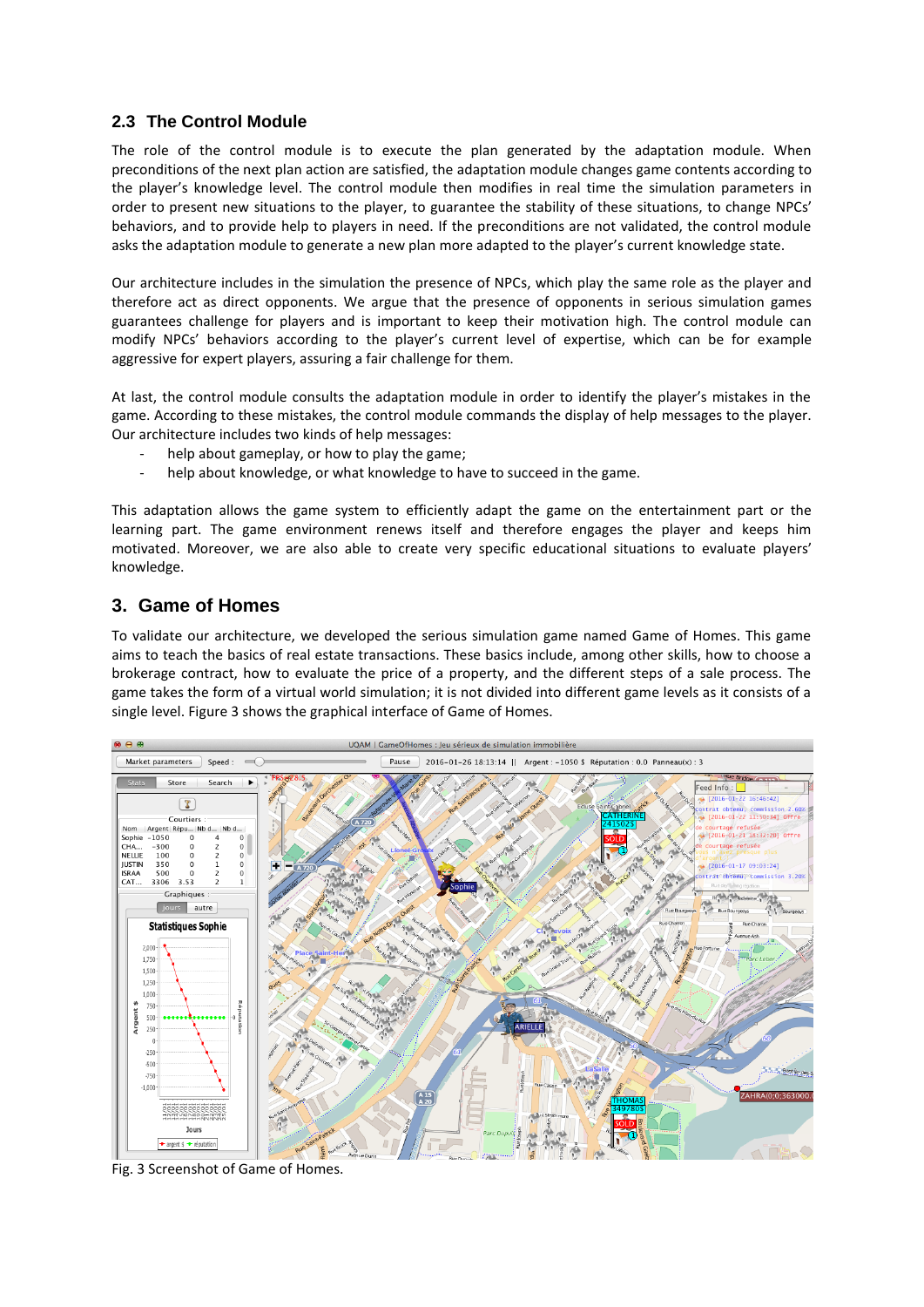## 2.3 The Control Module

The role of the control module is to execute the plan generated by the adaptation module. When preconditions of the next plan action are satisfied, the adaptation module changes game contents according to the player's knowledge level. The control module then modifies in real time the simulation parameters in order to present new situations to the player, to guarantee the stability of these situations, to change NPCs' behaviors, and to provide help to players in need. If the preconditions are not validated, the control module asks the adaptation module to generate a new plan more adapted to the player's current knowledge state.

Our architecture includes in the simulation the presence of NPCs, which play the same role as the player and therefore act as direct opponents. We argue that the presence of opponents in serious simulation games guarantees challenge for players and is important to keep their motivation high. The control module can modify NPCs' behaviors according to the player's current level of expertise, which can be for example aggressive for expert players, assuring a fair challenge for them.

At last, the control module consults the adaptation module in order to identify the player's mistakes in the game. According to these mistakes, the control module commands the display of help messages to the player. Our architecture includes two kinds of help messages:

- help about gameplay, or how to play the game;
- help about knowledge, or what knowledge to have to succeed in the game.

This adaptation allows the game system to efficiently adapt the game on the entertainment part or the learning part. The game environment renews itself and therefore engages the player and keeps him motivated. Moreover, we are also able to create very specific educational situations to evaluate players' knowledge.

# 3. Game of Homes

To validate our architecture, we developed the serious simulation game named Game of Homes. This game aims to teach the basics of real estate transactions. These basics include, among other skills, how to choose a brokerage contract, how to evaluate the price of a property, and the different steps of a sale process. The game takes the form of a virtual world simulation; it is not divided into different game levels as it consists of a single level. Figure 3 shows the graphical interface of Game of Homes.

Fig. 3 Screenshot of Game of Homes.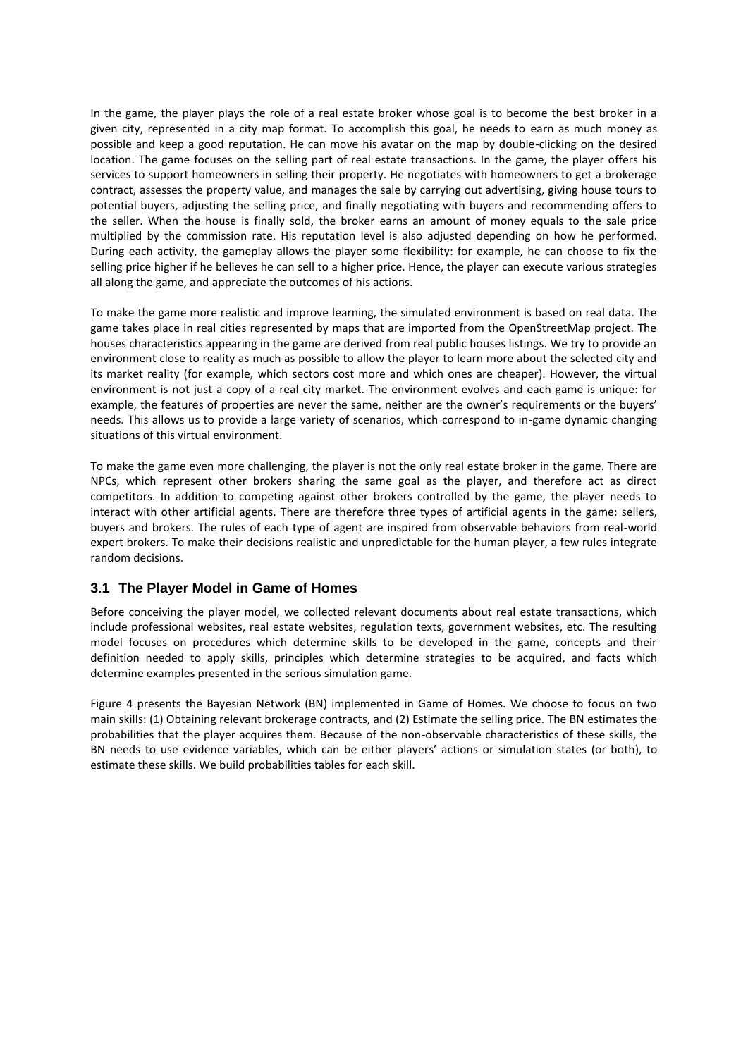In the game, the player plays the role of a real estate broker whose goal is to become the best broker in a given city, represented in a city map format. To accomplish this goal, he needs to earn as much money as possible and keep a good reputation. He can move his avatar on the map by double-clicking on the desired location. The game focuses on the selling part of real estate transactions. In the game, the player offers his services to support homeowners in selling their property. He negotiates with homeowners to get a brokerage contract, assesses the property value, and manages the sale by carrying out advertising, giving house tours to potential buyers, adjusting the selling price, and finally negotiating with buyers and recommending offers to the seller. When the house is finally sold, the broker earns an amount of money equals to the sale price multiplied by the commission rate. His reputation level is also adjusted depending on how he performed. During each activity, the gameplay allows the player some flexibility: for example, he can choose to fix the selling price higher if he believes he can sell to a higher price. Hence, the player can execute various strategies all along the game, and appreciate the outcomes of his actions.

To make the game more realistic and improve learning, the simulated environment is based on real data. The game takes place in real cities represented by maps that are imported from the OpenStreetMap project. The houses characteristics appearing in the game are derived from real public houses listings. We try to provide an environment close to reality as much as possible to allow the player to learn more about the selected city and its market reality (for example, which sectors cost more and which ones are cheaper). However, the virtual environment is not just a copy of a real city market. The environment evolves and each game is unique: for example, the features of properties are never the same, neither are the owner's requirements or the buyers' needs. This allows us to provide a large variety of scenarios, which correspond to in-game dynamic changing situations of this virtual environment.

To make the game even more challenging, the player is not the only real estate broker in the game. There are NPCs, which represent other brokers sharing the same goal as the player, and therefore act as direct competitors. In addition to competing against other brokers controlled by the game, the player needs to interact with other artificial agents. There are therefore three types of artificial agents in the game: sellers, buyers and brokers. The rules of each type of agent are inspired from observable behaviors from real-world expert brokers. To make their decisions realistic and unpredictable for the human player, a few rules integrate random decisions.

## 3.1 The Player Model in Game of Homes

Before conceiving the player model, we collected relevant documents about real estate transactions, which include professional websites, real estate websites, regulation texts, government websites, etc. The resulting model focuses on procedures which determine skills to be developed in the game, concepts and their definition needed to apply skills, principles which determine strategies to be acquired, and facts which determine examples presented in the serious simulation game.

Figure 4 presents the Bayesian Network (BN) implemented in Game of Homes. We choose to focus on two main skills: (1) Obtaining relevant brokerage contracts, and (2) Estimate the selling price. The BN estimates the probabilities that the player acquires them. Because of the non-observable characteristics of these skills, the BN needs to use evidence variables, which can be either players' actions or simulation states (or both), to estimate these skills. We build probabilities tables for each skill.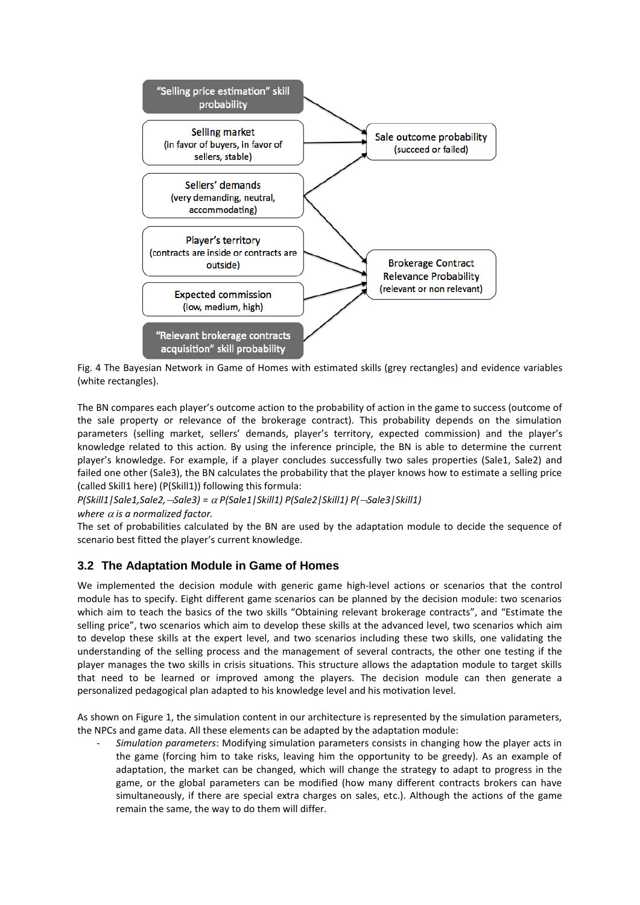"Selling price estimation" skill probability

Selling market
(in favor of buyers, in favor of sellers, stable)

Sellers' demands
(very demanding, neutral, accommodating)

Player's territory
(contracts are inside or contracts are outside)

Expected commission
(low, medium, high)

"Relevant brokerage contracts acquisition" skill probability

Sale outcome probability
(succeed or failed)

Brokerage Contract Relevance Probability
(relevant or non relevant)

Fig. 4 The Bayesian Network in Game of Homes with estimated skills (grey rectangles) and evidence variables (white rectangles).

The BN compares each player's outcome action to the probability of action in the game to success (outcome of the sale property or relevance of the brokerage contract). This probability depends on the simulation parameters (selling market, sellers' demands, player's territory, expected commission) and the player's knowledge related to this action. By using the inference principle, the BN is able to determine the current player's knowledge. For example, if a player concludes successfully two sales properties (Sale1, Sale2) and failed one other (Sale3), the BN calculates the probability that the player knows how to estimate a selling price (called Skill1 here) (P(Skill1)) following this formula:

$P(Skill1|Sale1, Sale2, \neg Sale3) = \alpha\, P(Sale1|Skill1)\, P(Sale2|Skill1)\, P(\neg Sale3|Skill1)$

*where $\alpha$ is a normalized factor.*

The set of probabilities calculated by the BN are used by the adaptation module to decide the sequence of scenario best fitted the player's current knowledge.

## 3.2 The Adaptation Module in Game of Homes

We implemented the decision module with generic game high-level actions or scenarios that the control module has to specify. Eight different game scenarios can be planned by the decision module: two scenarios which aim to teach the basics of the two skills "Obtaining relevant brokerage contracts", and "Estimate the selling price", two scenarios which aim to develop these skills at the advanced level, two scenarios which aim to develop these skills at the expert level, and two scenarios including these two skills, one validating the understanding of the selling process and the management of several contracts, the other one testing if the player manages the two skills in crisis situations. This structure allows the adaptation module to target skills that need to be learned or improved among the players. The decision module can then generate a personalized pedagogical plan adapted to his knowledge level and his motivation level.

As shown on Figure 1, the simulation content in our architecture is represented by the simulation parameters, the NPCs and game data. All these elements can be adapted by the adaptation module:

- *Simulation parameters*: Modifying simulation parameters consists in changing how the player acts in the game (forcing him to take risks, leaving him the opportunity to be greedy). As an example of adaptation, the market can be changed, which will change the strategy to adapt to progress in the game, or the global parameters can be modified (how many different contracts brokers can have simultaneously, if there are special extra charges on sales, etc.). Although the actions of the game remain the same, the way to do them will differ.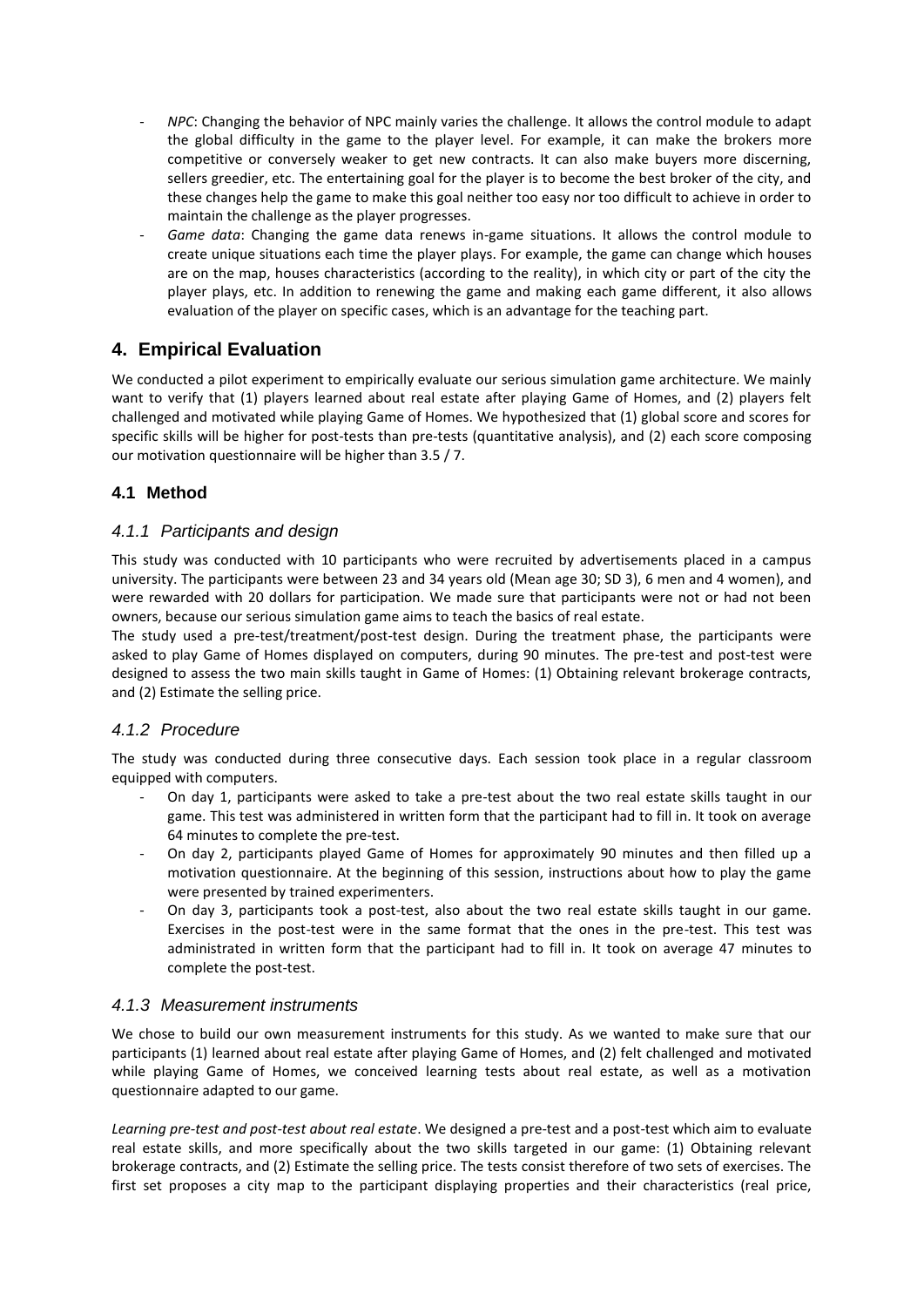- *NPC*: Changing the behavior of NPC mainly varies the challenge. It allows the control module to adapt the global difficulty in the game to the player level. For example, it can make the brokers more competitive or conversely weaker to get new contracts. It can also make buyers more discerning, sellers greedier, etc. The entertaining goal for the player is to become the best broker of the city, and these changes help the game to make this goal neither too easy nor too difficult to achieve in order to maintain the challenge as the player progresses.
- *Game data*: Changing the game data renews in-game situations. It allows the control module to create unique situations each time the player plays. For example, the game can change which houses are on the map, houses characteristics (according to the reality), in which city or part of the city the player plays, etc. In addition to renewing the game and making each game different, it also allows evaluation of the player on specific cases, which is an advantage for the teaching part.

## 4. Empirical Evaluation

We conducted a pilot experiment to empirically evaluate our serious simulation game architecture. We mainly want to verify that (1) players learned about real estate after playing Game of Homes, and (2) players felt challenged and motivated while playing Game of Homes. We hypothesized that (1) global score and scores for specific skills will be higher for post-tests than pre-tests (quantitative analysis), and (2) each score composing our motivation questionnaire will be higher than 3.5 / 7.

### 4.1 Method

#### *4.1.1 Participants and design*

This study was conducted with 10 participants who were recruited by advertisements placed in a campus university. The participants were between 23 and 34 years old (Mean age 30; SD 3), 6 men and 4 women), and were rewarded with 20 dollars for participation. We made sure that participants were not or had not been owners, because our serious simulation game aims to teach the basics of real estate.

The study used a pre-test/treatment/post-test design. During the treatment phase, the participants were asked to play Game of Homes displayed on computers, during 90 minutes. The pre-test and post-test were designed to assess the two main skills taught in Game of Homes: (1) Obtaining relevant brokerage contracts, and (2) Estimate the selling price.

#### *4.1.2 Procedure*

The study was conducted during three consecutive days. Each session took place in a regular classroom equipped with computers.

- On day 1, participants were asked to take a pre-test about the two real estate skills taught in our game. This test was administered in written form that the participant had to fill in. It took on average 64 minutes to complete the pre-test.
- On day 2, participants played Game of Homes for approximately 90 minutes and then filled up a motivation questionnaire. At the beginning of this session, instructions about how to play the game were presented by trained experimenters.
- On day 3, participants took a post-test, also about the two real estate skills taught in our game. Exercises in the post-test were in the same format that the ones in the pre-test. This test was administrated in written form that the participant had to fill in. It took on average 47 minutes to complete the post-test.

#### *4.1.3 Measurement instruments*

We chose to build our own measurement instruments for this study. As we wanted to make sure that our participants (1) learned about real estate after playing Game of Homes, and (2) felt challenged and motivated while playing Game of Homes, we conceived learning tests about real estate, as well as a motivation questionnaire adapted to our game.

*Learning pre-test and post-test about real estate*. We designed a pre-test and a post-test which aim to evaluate real estate skills, and more specifically about the two skills targeted in our game: (1) Obtaining relevant brokerage contracts, and (2) Estimate the selling price. The tests consist therefore of two sets of exercises. The first set proposes a city map to the participant displaying properties and their characteristics (real price,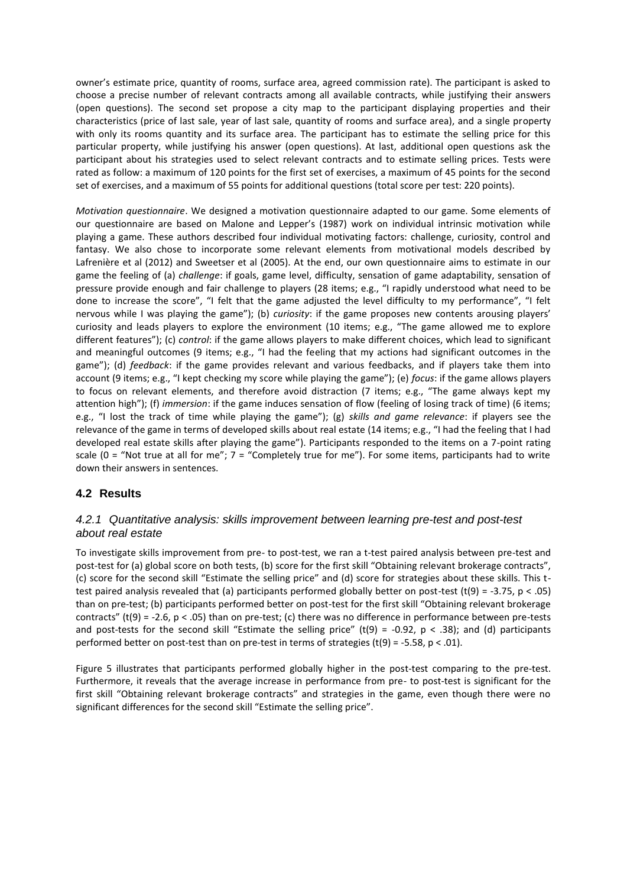owner's estimate price, quantity of rooms, surface area, agreed commission rate). The participant is asked to choose a precise number of relevant contracts among all available contracts, while justifying their answers (open questions). The second set propose a city map to the participant displaying properties and their characteristics (price of last sale, year of last sale, quantity of rooms and surface area), and a single property with only its rooms quantity and its surface area. The participant has to estimate the selling price for this particular property, while justifying his answer (open questions). At last, additional open questions ask the participant about his strategies used to select relevant contracts and to estimate selling prices. Tests were rated as follow: a maximum of 120 points for the first set of exercises, a maximum of 45 points for the second set of exercises, and a maximum of 55 points for additional questions (total score per test: 220 points).

*Motivation questionnaire*. We designed a motivation questionnaire adapted to our game. Some elements of our questionnaire are based on Malone and Lepper's (1987) work on individual intrinsic motivation while playing a game. These authors described four individual motivating factors: challenge, curiosity, control and fantasy. We also chose to incorporate some relevant elements from motivational models described by Lafrenière et al (2012) and Sweetser et al (2005). At the end, our own questionnaire aims to estimate in our game the feeling of (a) *challenge*: if goals, game level, difficulty, sensation of game adaptability, sensation of pressure provide enough and fair challenge to players (28 items; e.g., "I rapidly understood what need to be done to increase the score", "I felt that the game adjusted the level difficulty to my performance", "I felt nervous while I was playing the game"); (b) *curiosity*: if the game proposes new contents arousing players' curiosity and leads players to explore the environment (10 items; e.g., "The game allowed me to explore different features"); (c) *control*: if the game allows players to make different choices, which lead to significant and meaningful outcomes (9 items; e.g., "I had the feeling that my actions had significant outcomes in the game"); (d) *feedback*: if the game provides relevant and various feedbacks, and if players take them into account (9 items; e.g., "I kept checking my score while playing the game"); (e) *focus*: if the game allows players to focus on relevant elements, and therefore avoid distraction (7 items; e.g., "The game always kept my attention high"); (f) *immersion*: if the game induces sensation of flow (feeling of losing track of time) (6 items; e.g., "I lost the track of time while playing the game"); (g) *skills and game relevance*: if players see the relevance of the game in terms of developed skills about real estate (14 items; e.g., "I had the feeling that I had developed real estate skills after playing the game"). Participants responded to the items on a 7-point rating scale (0 = "Not true at all for me"; 7 = "Completely true for me"). For some items, participants had to write down their answers in sentences.

## 4.2 Results

### *4.2.1 Quantitative analysis: skills improvement between learning pre-test and post-test about real estate*

To investigate skills improvement from pre- to post-test, we ran a t-test paired analysis between pre-test and post-test for (a) global score on both tests, (b) score for the first skill "Obtaining relevant brokerage contracts", (c) score for the second skill "Estimate the selling price" and (d) score for strategies about these skills. This t-test paired analysis revealed that (a) participants performed globally better on post-test ($t(9) = -3.75$, $p < .05$) than on pre-test; (b) participants performed better on post-test for the first skill "Obtaining relevant brokerage contracts" ($t(9) = -2.6$, $p < .05$) than on pre-test; (c) there was no difference in performance between pre-tests and post-tests for the second skill "Estimate the selling price" ($t(9) = -0.92$, $p < .38$); and (d) participants performed better on post-test than on pre-test in terms of strategies ($t(9) = -5.58$, $p < .01$).

Figure 5 illustrates that participants performed globally higher in the post-test comparing to the pre-test. Furthermore, it reveals that the average increase in performance from pre- to post-test is significant for the first skill "Obtaining relevant brokerage contracts" and strategies in the game, even though there were no significant differences for the second skill "Estimate the selling price".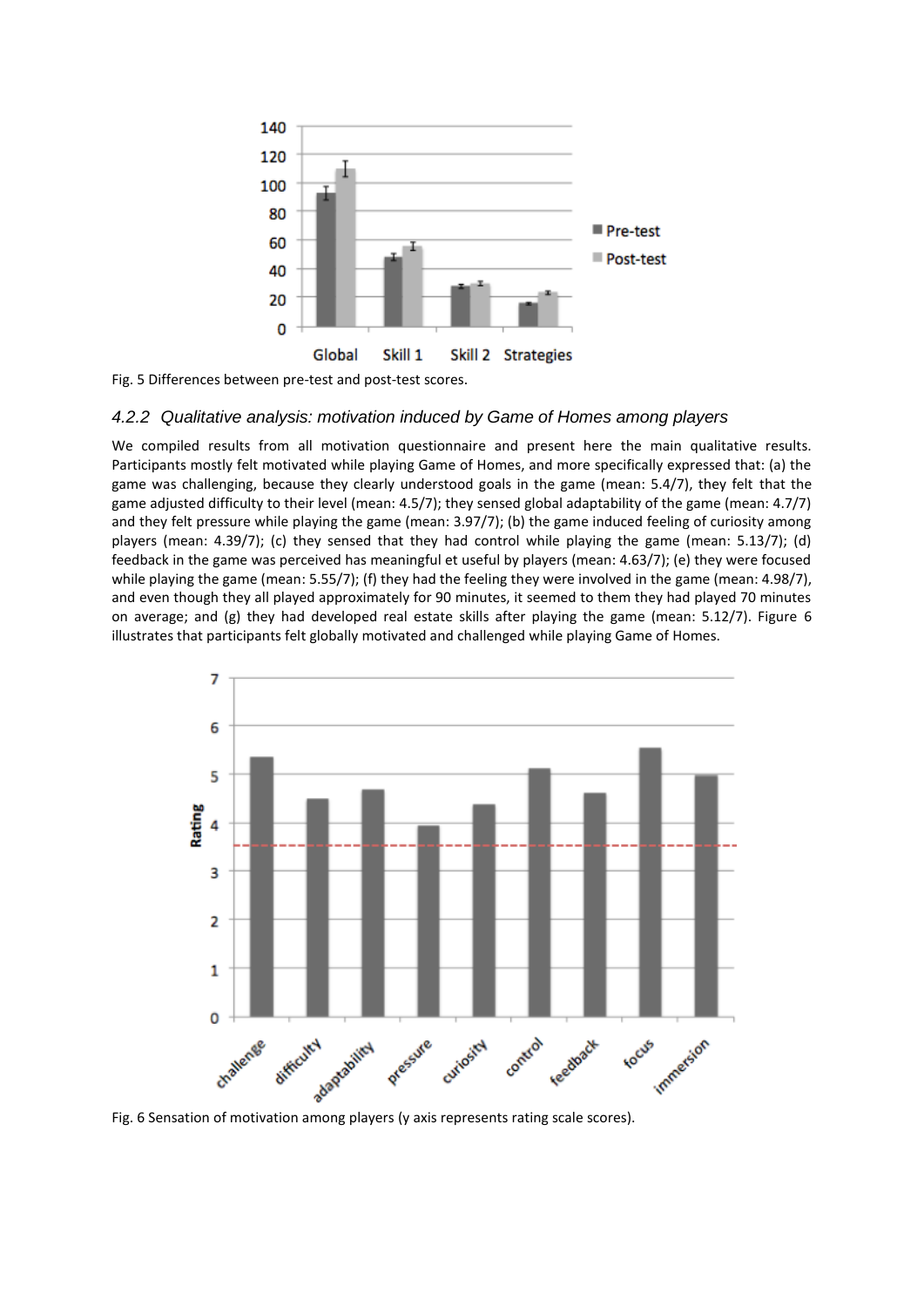Fig. 5 Differences between pre-test and post-test scores.

#### 4.2.2 Qualitative analysis: motivation induced by Game of Homes among players

We compiled results from all motivation questionnaire and present here the main qualitative results. Participants mostly felt motivated while playing Game of Homes, and more specifically expressed that: (a) the game was challenging, because they clearly understood goals in the game (mean: 5.4/7), they felt that the game adjusted difficulty to their level (mean: 4.5/7); they sensed global adaptability of the game (mean: 4.7/7) and they felt pressure while playing the game (mean: 3.97/7); (b) the game induced feeling of curiosity among players (mean: 4.39/7); (c) they sensed that they had control while playing the game (mean: 5.13/7); (d) feedback in the game was perceived has meaningful et useful by players (mean: 4.63/7); (e) they were focused while playing the game (mean: 5.55/7); (f) they had the feeling they were involved in the game (mean: 4.98/7), and even though they all played approximately for 90 minutes, it seemed to them they had played 70 minutes on average; and (g) they had developed real estate skills after playing the game (mean: 5.12/7). Figure 6 illustrates that participants felt globally motivated and challenged while playing Game of Homes.

Fig. 6 Sensation of motivation among players (y axis represents rating scale scores).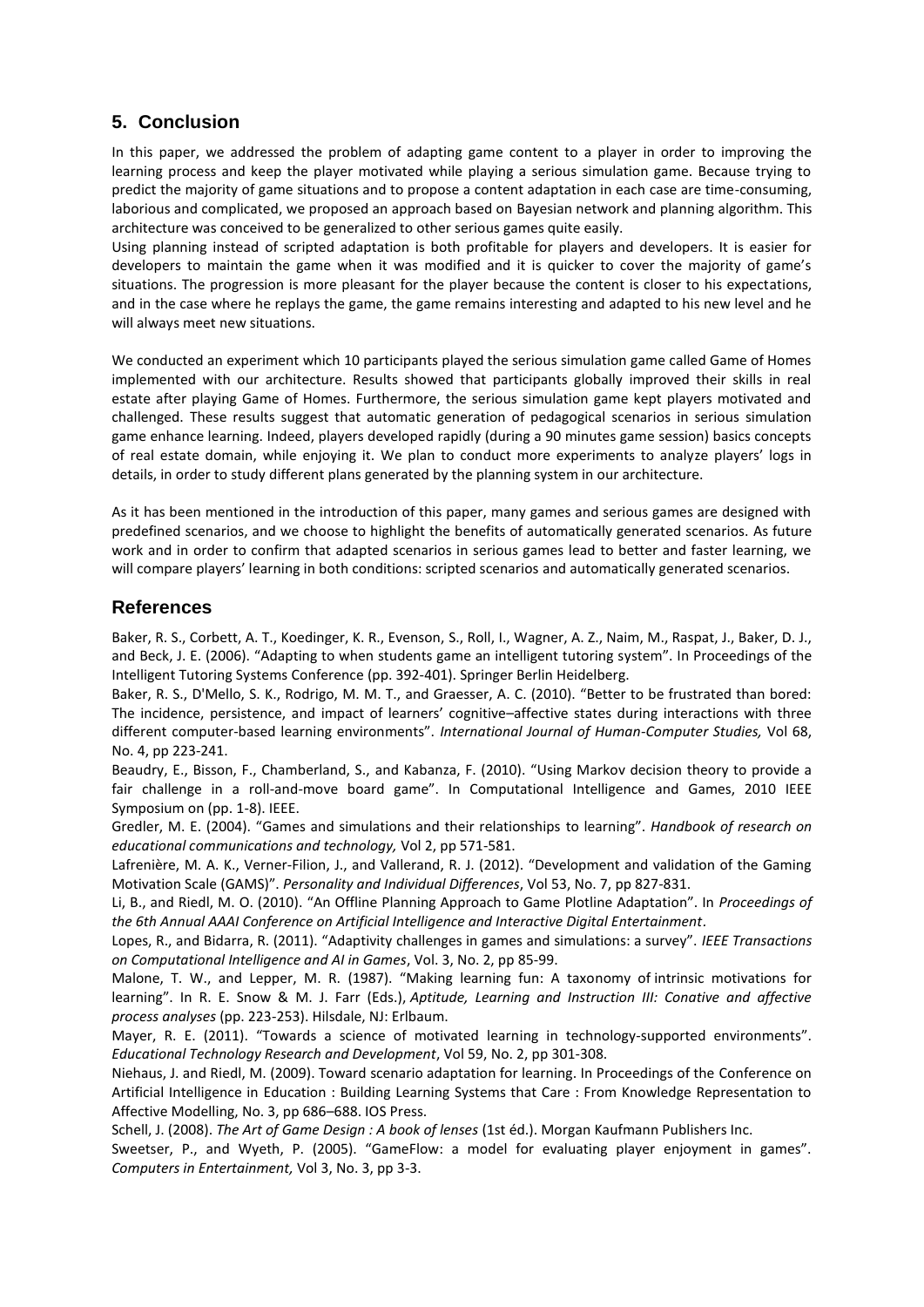## 5. Conclusion

In this paper, we addressed the problem of adapting game content to a player in order to improving the learning process and keep the player motivated while playing a serious simulation game. Because trying to predict the majority of game situations and to propose a content adaptation in each case are time-consuming, laborious and complicated, we proposed an approach based on Bayesian network and planning algorithm. This architecture was conceived to be generalized to other serious games quite easily.

Using planning instead of scripted adaptation is both profitable for players and developers. It is easier for developers to maintain the game when it was modified and it is quicker to cover the majority of game's situations. The progression is more pleasant for the player because the content is closer to his expectations, and in the case where he replays the game, the game remains interesting and adapted to his new level and he will always meet new situations.

We conducted an experiment which 10 participants played the serious simulation game called Game of Homes implemented with our architecture. Results showed that participants globally improved their skills in real estate after playing Game of Homes. Furthermore, the serious simulation game kept players motivated and challenged. These results suggest that automatic generation of pedagogical scenarios in serious simulation game enhance learning. Indeed, players developed rapidly (during a 90 minutes game session) basics concepts of real estate domain, while enjoying it. We plan to conduct more experiments to analyze players' logs in details, in order to study different plans generated by the planning system in our architecture.

As it has been mentioned in the introduction of this paper, many games and serious games are designed with predefined scenarios, and we choose to highlight the benefits of automatically generated scenarios. As future work and in order to confirm that adapted scenarios in serious games lead to better and faster learning, we will compare players' learning in both conditions: scripted scenarios and automatically generated scenarios.

## References

Baker, R. S., Corbett, A. T., Koedinger, K. R., Evenson, S., Roll, I., Wagner, A. Z., Naim, M., Raspat, J., Baker, D. J., and Beck, J. E. (2006). "Adapting to when students game an intelligent tutoring system". In Proceedings of the Intelligent Tutoring Systems Conference (pp. 392-401). Springer Berlin Heidelberg.

Baker, R. S., D'Mello, S. K., Rodrigo, M. M. T., and Graesser, A. C. (2010). "Better to be frustrated than bored: The incidence, persistence, and impact of learners' cognitive–affective states during interactions with three different computer-based learning environments". *International Journal of Human-Computer Studies,* Vol 68, No. 4, pp 223-241.

Beaudry, E., Bisson, F., Chamberland, S., and Kabanza, F. (2010). "Using Markov decision theory to provide a fair challenge in a roll-and-move board game". In Computational Intelligence and Games, 2010 IEEE Symposium on (pp. 1-8). IEEE.

Gredler, M. E. (2004). "Games and simulations and their relationships to learning". *Handbook of research on educational communications and technology,* Vol 2, pp 571-581.

Lafrenière, M. A. K., Verner-Filion, J., and Vallerand, R. J. (2012). "Development and validation of the Gaming Motivation Scale (GAMS)". *Personality and Individual Differences*, Vol 53, No. 7, pp 827-831.

Li, B., and Riedl, M. O. (2010). "An Offline Planning Approach to Game Plotline Adaptation". In *Proceedings of the 6th Annual AAAI Conference on Artificial Intelligence and Interactive Digital Entertainment*.

Lopes, R., and Bidarra, R. (2011). "Adaptivity challenges in games and simulations: a survey". *IEEE Transactions on Computational Intelligence and AI in Games*, Vol. 3, No. 2, pp 85-99.

Malone, T. W., and Lepper, M. R. (1987). "Making learning fun: A taxonomy of intrinsic motivations for learning". In R. E. Snow & M. J. Farr (Eds.), *Aptitude, Learning and Instruction III: Conative and affective process analyses* (pp. 223-253). Hilsdale, NJ: Erlbaum.

Mayer, R. E. (2011). "Towards a science of motivated learning in technology-supported environments". *Educational Technology Research and Development*, Vol 59, No. 2, pp 301-308.

Niehaus, J. and Riedl, M. (2009). Toward scenario adaptation for learning. In Proceedings of the Conference on Artificial Intelligence in Education : Building Learning Systems that Care : From Knowledge Representation to Affective Modelling, No. 3, pp 686–688. IOS Press.

Schell, J. (2008). *The Art of Game Design : A book of lenses* (1st éd.). Morgan Kaufmann Publishers Inc.

Sweetser, P., and Wyeth, P. (2005). "GameFlow: a model for evaluating player enjoyment in games". *Computers in Entertainment,* Vol 3, No. 3, pp 3-3.